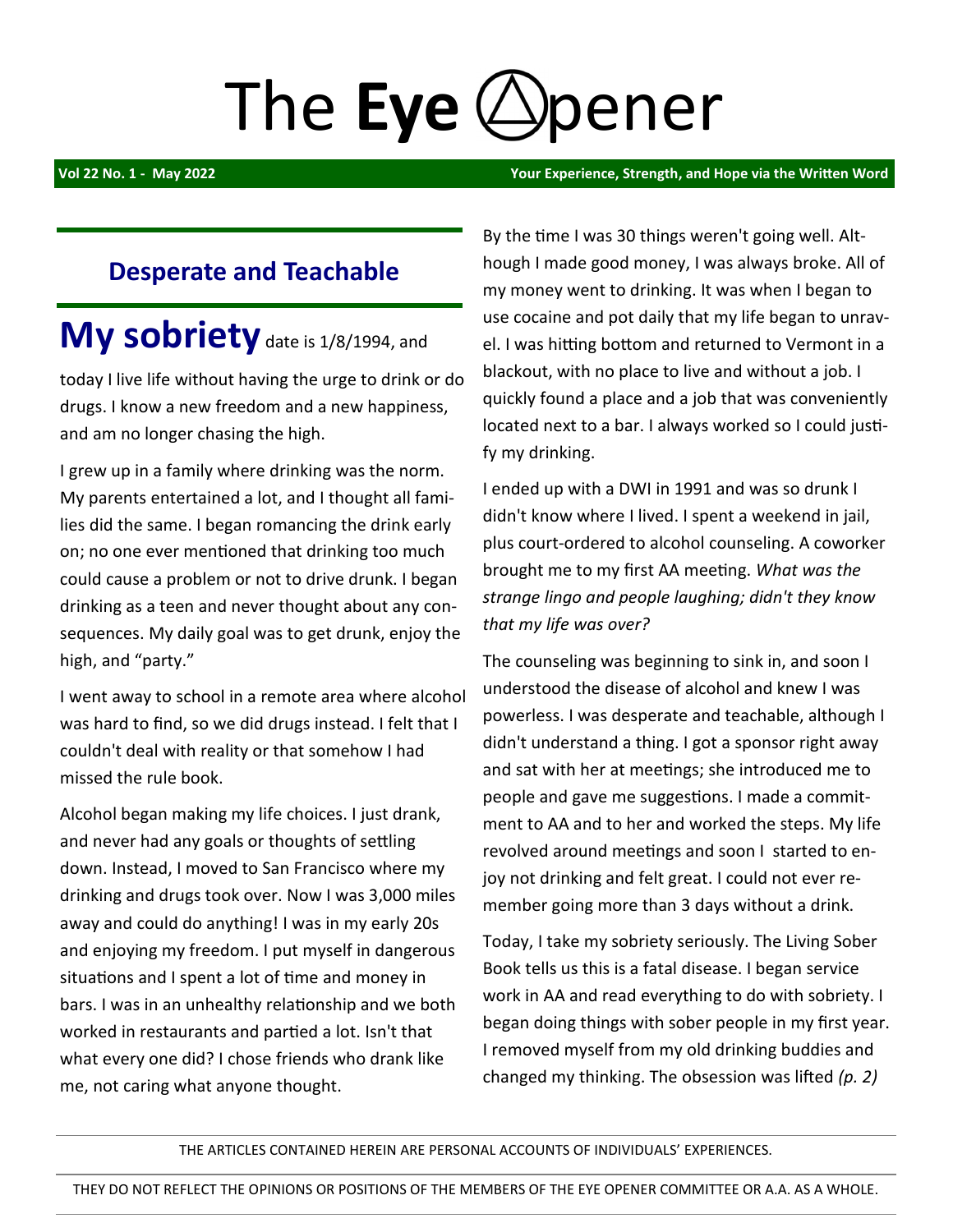# The **Eye** Opener

**Vol 22 No. 1 - May 2022** **Your Experience, Strength, and Hope via the Written Word**

## Desperate and Teachable

**My sobriety** date is 1/8/1994, and today I live life without having the urge to drink or do drugs. I know a new freedom and a new happiness, and am no longer chasing the high.

I grew up in a family where drinking was the norm. My parents entertained a lot, and I thought all families did the same. I began romancing the drink early on; no one ever mentioned that drinking too much could cause a problem or not to drive drunk. I began drinking as a teen and never thought about any consequences. My daily goal was to get drunk, enjoy the high, and "party."

I went away to school in a remote area where alcohol was hard to find, so we did drugs instead. I felt that I couldn't deal with reality or that somehow I had missed the rule book.

Alcohol began making my life choices. I just drank, and never had any goals or thoughts of settling down. Instead, I moved to San Francisco where my drinking and drugs took over. Now I was 3,000 miles away and could do anything! I was in my early 20s and enjoying my freedom. I put myself in dangerous situations and I spent a lot of time and money in bars. I was in an unhealthy relationship and we both worked in restaurants and partied a lot. Isn't that what every one did? I chose friends who drank like me, not caring what anyone thought.

By the time I was 30 things weren't going well. Although I made good money, I was always broke. All of my money went to drinking. It was when I began to use cocaine and pot daily that my life began to unravel. I was hitting bottom and returned to Vermont in a blackout, with no place to live and without a job. I quickly found a place and a job that was conveniently located next to a bar. I always worked so I could justify my drinking.

I ended up with a DWI in 1991 and was so drunk I didn't know where I lived. I spent a weekend in jail, plus court-ordered to alcohol counseling. A coworker brought me to my first AA meeting. *What was the strange lingo and people laughing; didn't they know that my life was over?*

The counseling was beginning to sink in, and soon I understood the disease of alcohol and knew I was powerless. I was desperate and teachable, although I didn't understand a thing. I got a sponsor right away and sat with her at meetings; she introduced me to people and gave me suggestions. I made a commitment to AA and to her and worked the steps. My life revolved around meetings and soon I started to enjoy not drinking and felt great. I could not ever remember going more than 3 days without a drink.

Today, I take my sobriety seriously. The Living Sober Book tells us this is a fatal disease. I began service work in AA and read everything to do with sobriety. I began doing things with sober people in my first year. I removed myself from my old drinking buddies and changed my thinking. The obsession was lifted *(p. 2)*

THE ARTICLES CONTAINED HEREIN ARE PERSONAL ACCOUNTS OF INDIVIDUALS' EXPERIENCES.

THEY DO NOT REFLECT THE OPINIONS OR POSITIONS OF THE MEMBERS OF THE EYE OPENER COMMITTEE OR A.A. AS A WHOLE.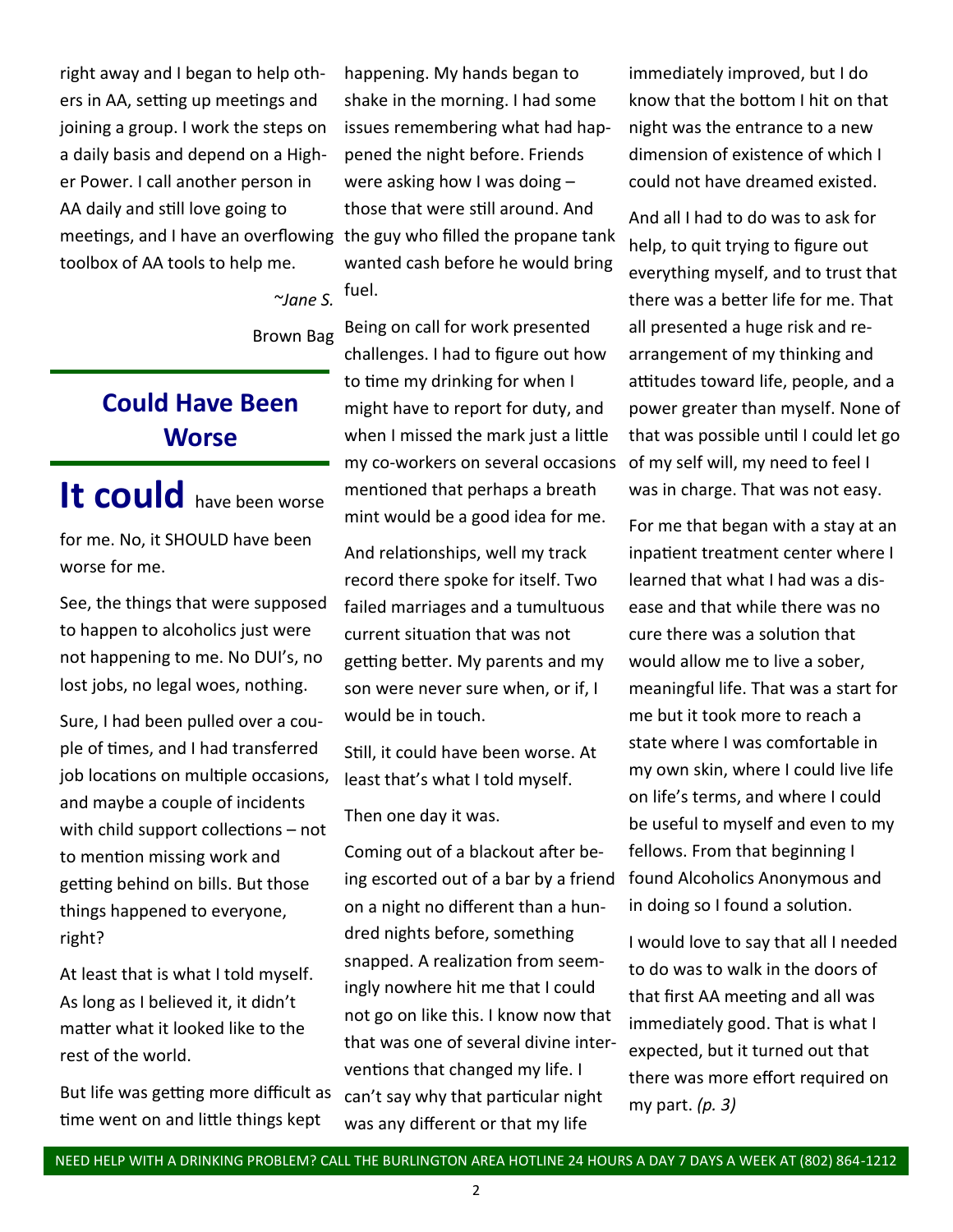right away and I began to help others in AA, setting up meetings and joining a group. I work the steps on a daily basis and depend on a Higher Power. I call another person in AA daily and still love going to meetings, and I have an overflowing toolbox of AA tools to help me.

*~Jane S.*

Brown Bag

## Could Have Been Worse

**It could** have been worse for me. No, it SHOULD have been worse for me.

See, the things that were supposed to happen to alcoholics just were not happening to me. No DUI's, no lost jobs, no legal woes, nothing.

Sure, I had been pulled over a couple of times, and I had transferred job locations on multiple occasions, and maybe a couple of incidents with child support collections – not to mention missing work and getting behind on bills. But those things happened to everyone, right?

At least that is what I told myself. As long as I believed it, it didn't matter what it looked like to the rest of the world.

But life was getting more difficult as time went on and little things kept happening. My hands began to shake in the morning. I had some issues remembering what had happened the night before. Friends were asking how I was doing – those that were still around. And the guy who filled the propane tank wanted cash before he would bring fuel.

Being on call for work presented challenges. I had to figure out how to time my drinking for when I might have to report for duty, and when I missed the mark just a little my co-workers on several occasions mentioned that perhaps a breath mint would be a good idea for me.

And relationships, well my track record there spoke for itself. Two failed marriages and a tumultuous current situation that was not getting better. My parents and my son were never sure when, or if, I would be in touch.

Still, it could have been worse. At least that's what I told myself.

Then one day it was.

Coming out of a blackout after being escorted out of a bar by a friend on a night no different than a hundred nights before, something snapped. A realization from seemingly nowhere hit me that I could not go on like this. I know now that that was one of several divine interventions that changed my life. I can't say why that particular night was any different or that my life immediately improved, but I do know that the bottom I hit on that night was the entrance to a new dimension of existence of which I could not have dreamed existed.

And all I had to do was to ask for help, to quit trying to figure out everything myself, and to trust that there was a better life for me. That all presented a huge risk and rearrangement of my thinking and attitudes toward life, people, and a power greater than myself. None of that was possible until I could let go of my self will, my need to feel I was in charge. That was not easy.

For me that began with a stay at an inpatient treatment center where I learned that what I had was a disease and that while there was no cure there was a solution that would allow me to live a sober, meaningful life. That was a start for me but it took more to reach a state where I was comfortable in my own skin, where I could live life on life's terms, and where I could be useful to myself and even to my fellows. From that beginning I found Alcoholics Anonymous and in doing so I found a solution.

I would love to say that all I needed to do was to walk in the doors of that first AA meeting and all was immediately good. That is what I expected, but it turned out that there was more effort required on my part. *(p. 3)*

NEED HELP WITH A DRINKING PROBLEM? CALL THE BURLINGTON AREA HOTLINE 24 HOURS A DAY 7 DAYS A WEEK AT (802) 864-1212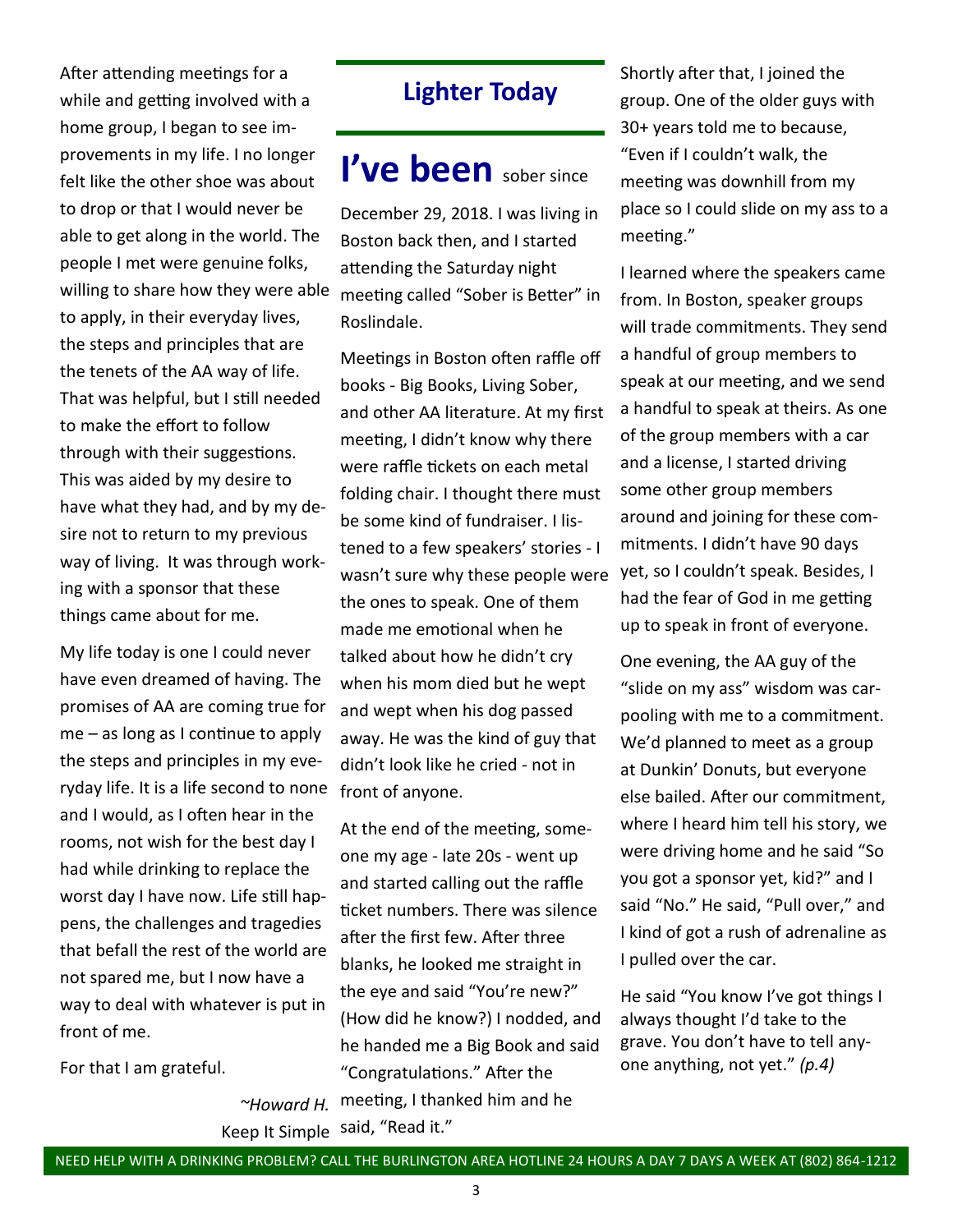After attending meetings for a while and getting involved with a home group, I began to see improvements in my life. I no longer felt like the other shoe was about to drop or that I would never be able to get along in the world. The people I met were genuine folks, willing to share how they were able to apply, in their everyday lives, the steps and principles that are the tenets of the AA way of life. That was helpful, but I still needed to make the effort to follow through with their suggestions. This was aided by my desire to have what they had, and by my desire not to return to my previous way of living. It was through working with a sponsor that these things came about for me.

My life today is one I could never have even dreamed of having. The promises of AA are coming true for me – as long as I continue to apply the steps and principles in my everyday life. It is a life second to none and I would, as I often hear in the rooms, not wish for the best day I had while drinking to replace the worst day I have now. Life still happens, the challenges and tragedies that befall the rest of the world are not spared me, but I now have a way to deal with whatever is put in front of me.

For that I am grateful.

*~Howard H.*
Keep It Simple

## Lighter Today

**I've been** sober since December 29, 2018. I was living in Boston back then, and I started attending the Saturday night meeting called "Sober is Better" in Roslindale.

Meetings in Boston often raffle off books - Big Books, Living Sober, and other AA literature. At my first meeting, I didn't know why there were raffle tickets on each metal folding chair. I thought there must be some kind of fundraiser. I listened to a few speakers' stories - I wasn't sure why these people were the ones to speak. One of them made me emotional when he talked about how he didn't cry when his mom died but he wept and wept when his dog passed away. He was the kind of guy that didn't look like he cried - not in front of anyone.

At the end of the meeting, someone my age - late 20s - went up and started calling out the raffle ticket numbers. There was silence after the first few. After three blanks, he looked me straight in the eye and said "You're new?" (How did he know?) I nodded, and he handed me a Big Book and said "Congratulations." After the meeting, I thanked him and he said, "Read it."

Shortly after that, I joined the group. One of the older guys with 30+ years told me to because, "Even if I couldn't walk, the meeting was downhill from my place so I could slide on my ass to a meeting."

I learned where the speakers came from. In Boston, speaker groups will trade commitments. They send a handful of group members to speak at our meeting, and we send a handful to speak at theirs. As one of the group members with a car and a license, I started driving some other group members around and joining for these commitments. I didn't have 90 days yet, so I couldn't speak. Besides, I had the fear of God in me getting up to speak in front of everyone.

One evening, the AA guy of the "slide on my ass" wisdom was carpooling with me to a commitment. We'd planned to meet as a group at Dunkin' Donuts, but everyone else bailed. After our commitment, where I heard him tell his story, we were driving home and he said "So you got a sponsor yet, kid?" and I said "No." He said, "Pull over," and I kind of got a rush of adrenaline as I pulled over the car.

He said "You know I've got things I always thought I'd take to the grave. You don't have to tell anyone anything, not yet." *(p.4)*

NEED HELP WITH A DRINKING PROBLEM? CALL THE BURLINGTON AREA HOTLINE 24 HOURS A DAY 7 DAYS A WEEK AT (802) 864-1212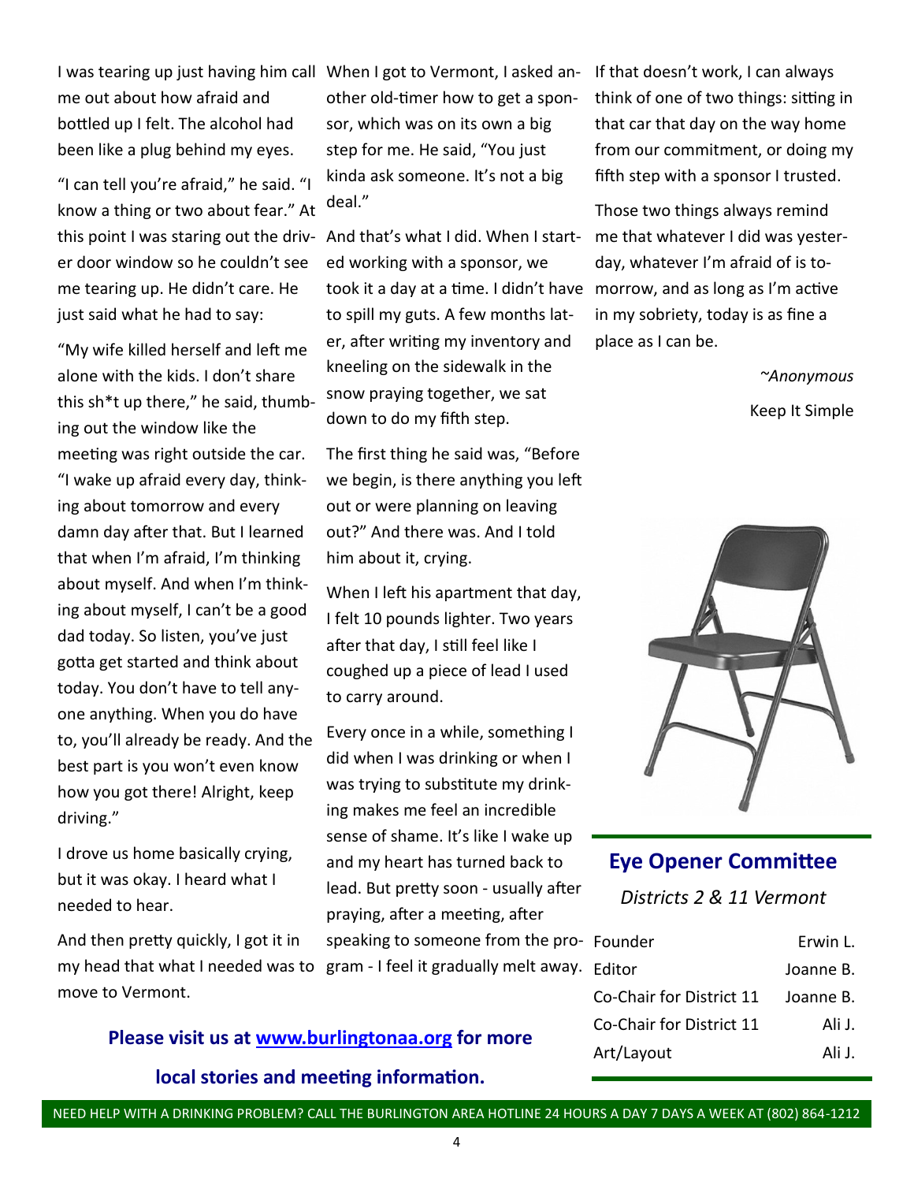I was tearing up just having him call me out about how afraid and bottled up I felt. The alcohol had been like a plug behind my eyes.

"I can tell you're afraid," he said. "I know a thing or two about fear." At this point I was staring out the driver door window so he couldn't see me tearing up. He didn't care. He just said what he had to say:

"My wife killed herself and left me alone with the kids. I don't share this sh*t up there," he said, thumbing out the window like the meeting was right outside the car. "I wake up afraid every day, thinking about tomorrow and every damn day after that. But I learned that when I'm afraid, I'm thinking about myself. And when I'm thinking about myself, I can't be a good dad today. So listen, you've just gotta get started and think about today. You don't have to tell anyone anything. When you do have to, you'll already be ready. And the best part is you won't even know how you got there! Alright, keep driving."

I drove us home basically crying, but it was okay. I heard what I needed to hear.

And then pretty quickly, I got it in my head that what I needed was to move to Vermont.

When I got to Vermont, I asked another old-timer how to get a sponsor, which was on its own a big step for me. He said, "You just kinda ask someone. It's not a big deal."

And that's what I did. When I started working with a sponsor, we took it a day at a time. I didn't have to spill my guts. A few months later, after writing my inventory and kneeling on the sidewalk in the snow praying together, we sat down to do my fifth step.

The first thing he said was, "Before we begin, is there anything you left out or were planning on leaving out?" And there was. And I told him about it, crying.

When I left his apartment that day, I felt 10 pounds lighter. Two years after that day, I still feel like I coughed up a piece of lead I used to carry around.

Every once in a while, something I did when I was drinking or when I was trying to substitute my drinking makes me feel an incredible sense of shame. It's like I wake up and my heart has turned back to lead. But pretty soon - usually after praying, after a meeting, after speaking to someone from the program - I feel it gradually melt away.

If that doesn't work, I can always think of one of two things: sitting in that car that day on the way home from our commitment, or doing my fifth step with a sponsor I trusted.

Those two things always remind me that whatever I did was yesterday, whatever I'm afraid of is tomorrow, and as long as I'm active in my sobriety, today is as fine a place as I can be.

*~Anonymous*

Keep It Simple

**Please visit us at [www.burlingtonaa.org](www.burlingtonaa.org) for more local stories and meeting information.**

## Eye Opener Committee

*Districts 2 & 11 Vermont*

| | |
|---|---|
| Founder | Erwin L. |
| Editor | Joanne B. |
| Co-Chair for District 11 | Joanne B. |
| Co-Chair for District 11 | Ali J. |
| Art/Layout | Ali J. |

NEED HELP WITH A DRINKING PROBLEM? CALL THE BURLINGTON AREA HOTLINE 24 HOURS A DAY 7 DAYS A WEEK AT (802) 864-1212